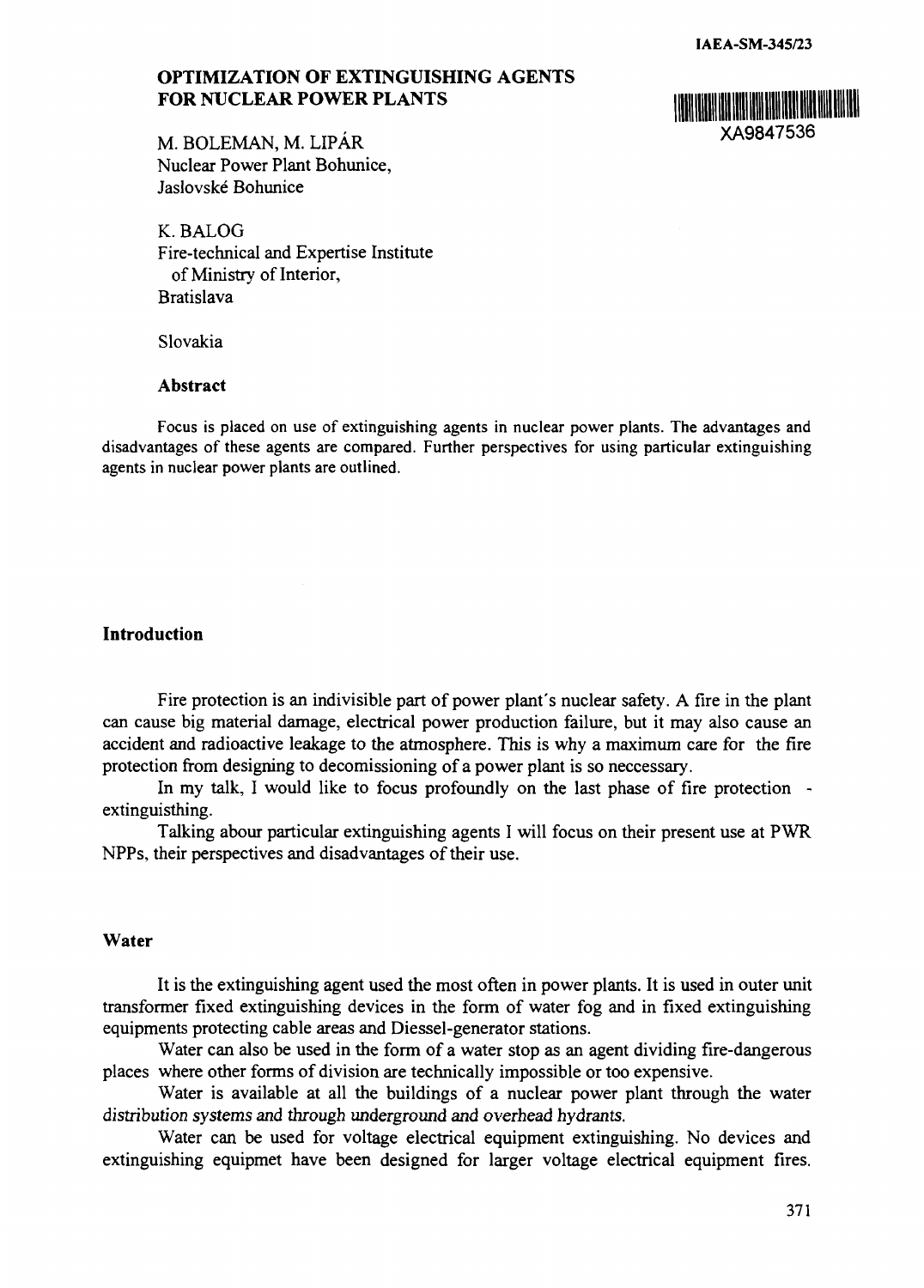# OPTIMIZATION OF EXTINGUISHING AGENTS FOR NUCLEAR POWER PLANTS

XA9847536

M. BOLEMAN, M. LIPÁR
Nuclear Power Plant Bohunice,
Jaslovské Bohunice

K. BALOG
Fire-technical and Expertise Institute
of Ministry of Interior,
Bratislava

Slovakia

### Abstract

Focus is placed on use of extinguishing agents in nuclear power plants. The advantages and disadvantages of these agents are compared. Further perspectives for using particular extinguishing agents in nuclear power plants are outlined.

## Introduction

Fire protection is an indivisible part of power plant´s nuclear safety. A fire in the plant can cause big material damage, electrical power production failure, but it may also cause an accident and radioactive leakage to the atmosphere. This is why a maximum care for the fire protection from designing to decomissioning of a power plant is so neccessary.

In my talk, I would like to focus profoundly on the last phase of fire protection - extinguisthing.

Talking abour particular extinguishing agents I will focus on their present use at PWR NPPs, their perspectives and disadvantages of their use.

## Water

It is the extinguishing agent used the most often in power plants. It is used in outer unit transformer fixed extinguishing devices in the form of water fog and in fixed extinguishing equipments protecting cable areas and Diessel-generator stations.

Water can also be used in the form of a water stop as an agent dividing fire-dangerous places where other forms of division are technically impossible or too expensive.

Water is available at all the buildings of a nuclear power plant through the water distribution systems and through underground and overhead hydrants.

Water can be used for voltage electrical equipment extinguishing. No devices and extinguishing equipmet have been designed for larger voltage electrical equipment fires.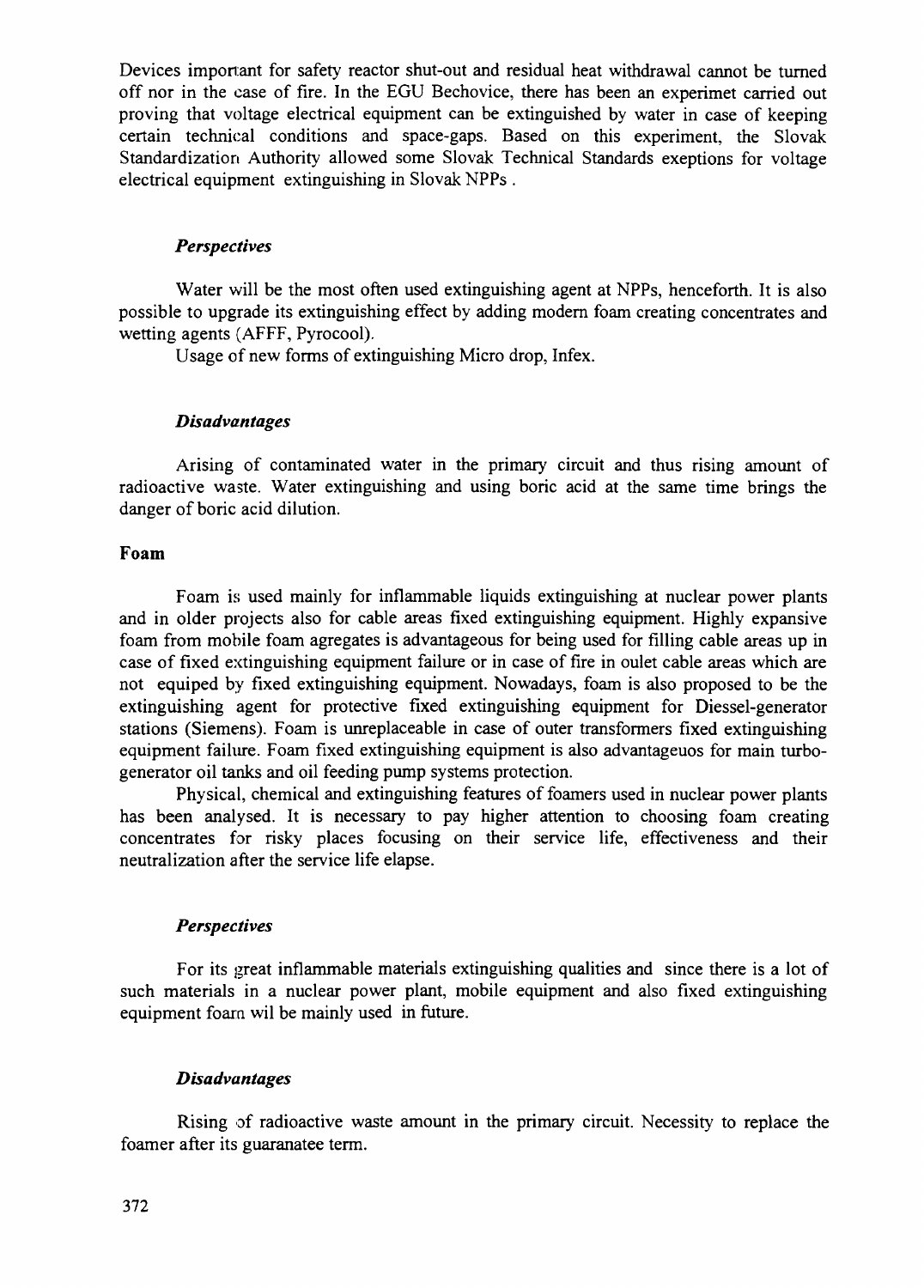Devices important for safety reactor shut-out and residual heat withdrawal cannot be turned off nor in the case of fire. In the EGU Bechovice, there has been an experimet carried out proving that voltage electrical equipment can be extinguished by water in case of keeping certain technical conditions and space-gaps. Based on this experiment, the Slovak Standardization Authority allowed some Slovak Technical Standards exeptions for voltage electrical equipment extinguishing in Slovak NPPs .

#### *Perspectives*

Water will be the most often used extinguishing agent at NPPs, henceforth. It is also possible to upgrade its extinguishing effect by adding modern foam creating concentrates and wetting agents (AFFF, Pyrocool).

Usage of new forms of extinguishing Micro drop, Infex.

#### *Disadvantages*

Arising of contaminated water in the primary circuit and thus rising amount of radioactive waste. Water extinguishing and using boric acid at the same time brings the danger of boric acid dilution.

### Foam

Foam is used mainly for inflammable liquids extinguishing at nuclear power plants and in older projects also for cable areas fixed extinguishing equipment. Highly expansive foam from mobile foam agregates is advantageous for being used for filling cable areas up in case of fixed extinguishing equipment failure or in case of fire in oulet cable areas which are not equiped by fixed extinguishing equipment. Nowadays, foam is also proposed to be the extinguishing agent for protective fixed extinguishing equipment for Diessel-generator stations (Siemens). Foam is unreplaceable in case of outer transformers fixed extinguishing equipment failure. Foam fixed extinguishing equipment is also advantageuos for main turbo-generator oil tanks and oil feeding pump systems protection.

Physical, chemical and extinguishing features of foamers used in nuclear power plants has been analysed. It is necessary to pay higher attention to choosing foam creating concentrates for risky places focusing on their service life, effectiveness and their neutralization after the service life elapse.

#### *Perspectives*

For its great inflammable materials extinguishing qualities and since there is a lot of such materials in a nuclear power plant, mobile equipment and also fixed extinguishing equipment foam wil be mainly used in future.

#### *Disadvantages*

Rising of radioactive waste amount in the primary circuit. Necessity to replace the foamer after its guaranatee term.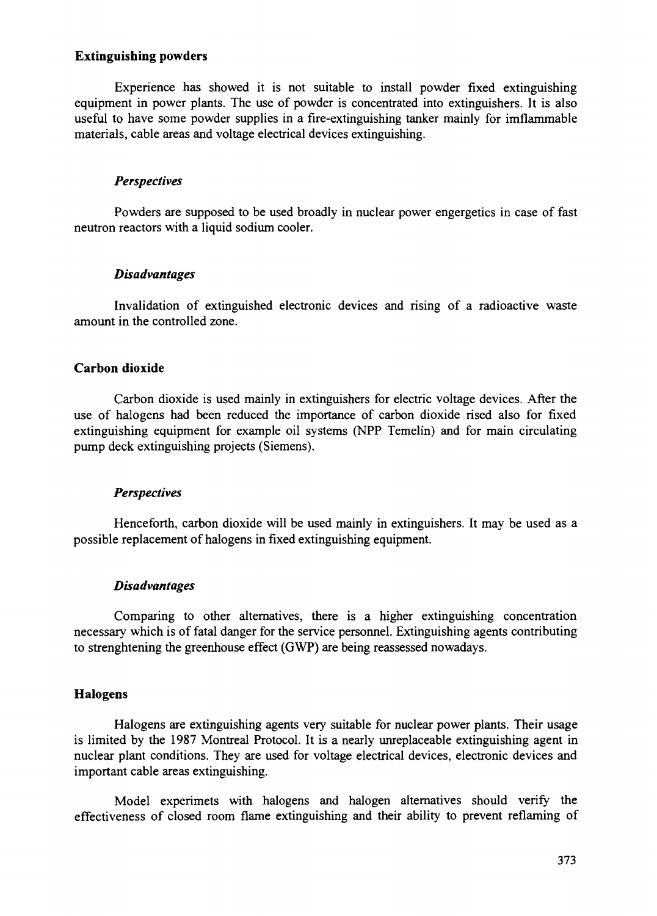### Extinguishing powders

Experience has showed it is not suitable to install powder fixed extinguishing equipment in power plants. The use of powder is concentrated into extinguishers. It is also useful to have some powder supplies in a fire-extinguishing tanker mainly for imflammable materials, cable areas and voltage electrical devices extinguishing.

#### *Perspectives*

Powders are supposed to be used broadly in nuclear power engergetics in case of fast neutron reactors with a liquid sodium cooler.

#### *Disadvantages*

Invalidation of extinguished electronic devices and rising of a radioactive waste amount in the controlled zone.

### Carbon dioxide

Carbon dioxide is used mainly in extinguishers for electric voltage devices. After the use of halogens had been reduced the importance of carbon dioxide rised also for fixed extinguishing equipment for example oil systems (NPP Temelín) and for main circulating pump deck extinguishing projects (Siemens).

#### *Perspectives*

Henceforth, carbon dioxide will be used mainly in extinguishers. It may be used as a possible replacement of halogens in fixed extinguishing equipment.

#### *Disadvantages*

Comparing to other alternatives, there is a higher extinguishing concentration necessary which is of fatal danger for the service personnel. Extinguishing agents contributing to strenghtening the greenhouse effect (GWP) are being reassessed nowadays.

### Halogens

Halogens are extinguishing agents very suitable for nuclear power plants. Their usage is limited by the 1987 Montreal Protocol. It is a nearly unreplaceable extinguishing agent in nuclear plant conditions. They are used for voltage electrical devices, electronic devices and important cable areas extinguishing.

Model experimets with halogens and halogen alternatives should verify the effectiveness of closed room flame extinguishing and their ability to prevent reflaming of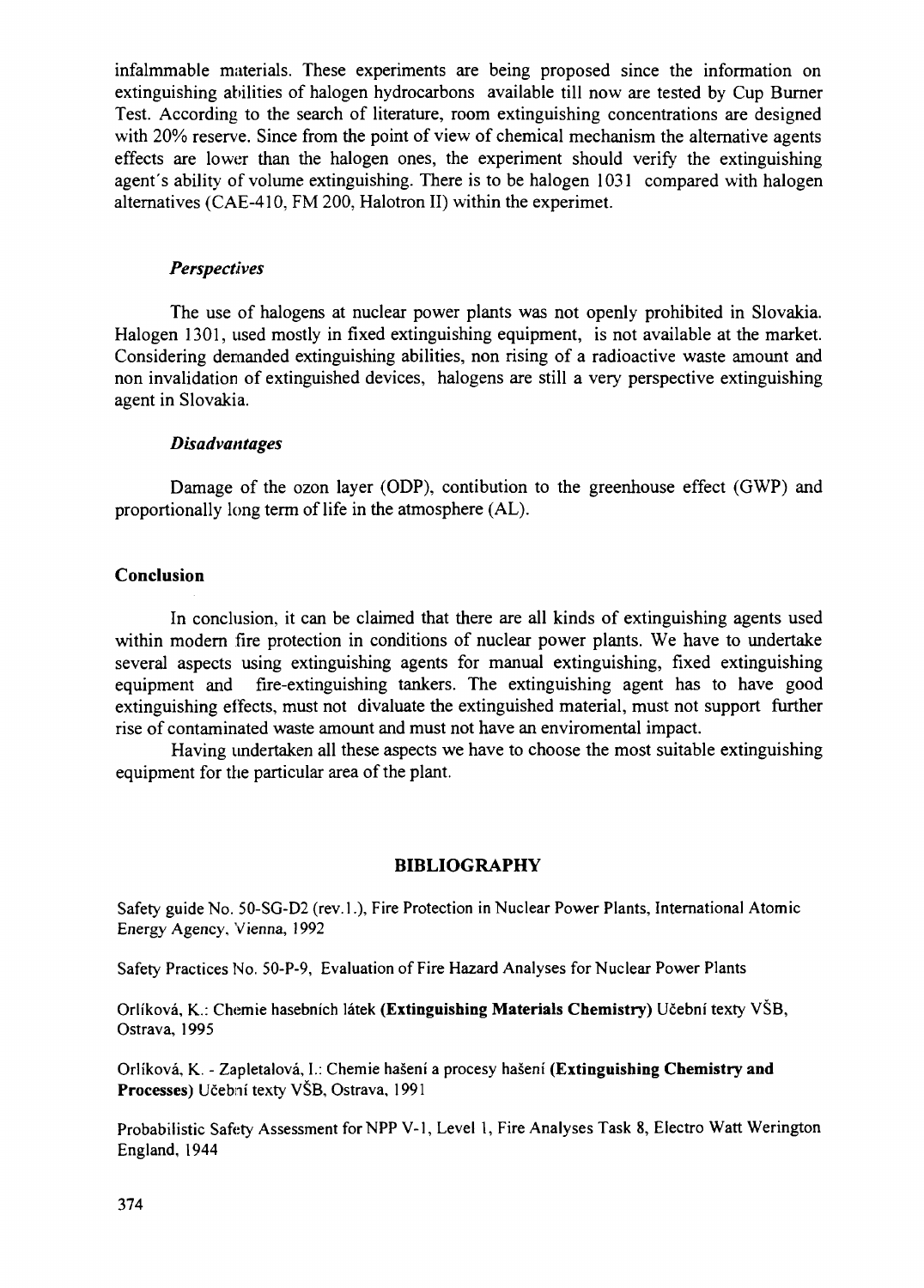infalmmable materials. These experiments are being proposed since the information on extinguishing abilities of halogen hydrocarbons available till now are tested by Cup Burner Test. According to the search of literature, room extinguishing concentrations are designed with 20% reserve. Since from the point of view of chemical mechanism the alternative agents effects are lower than the halogen ones, the experiment should verify the extinguishing agent's ability of volume extinguishing. There is to be halogen 1031 compared with halogen alternatives (CAE-410, FM 200, Halotron II) within the experimet.

### *Perspectives*

The use of halogens at nuclear power plants was not openly prohibited in Slovakia. Halogen 1301, used mostly in fixed extinguishing equipment, is not available at the market. Considering demanded extinguishing abilities, non rising of a radioactive waste amount and non invalidation of extinguished devices, halogens are still a very perspective extinguishing agent in Slovakia.

### *Disadvantages*

Damage of the ozon layer (ODP), contibution to the greenhouse effect (GWP) and proportionally long term of life in the atmosphere (AL).

## Conclusion

In conclusion, it can be claimed that there are all kinds of extinguishing agents used within modern fire protection in conditions of nuclear power plants. We have to undertake several aspects using extinguishing agents for manual extinguishing, fixed extinguishing equipment and fire-extinguishing tankers. The extinguishing agent has to have good extinguishing effects, must not divaluate the extinguished material, must not support further rise of contaminated waste amount and must not have an enviromental impact.

Having undertaken all these aspects we have to choose the most suitable extinguishing equipment for the particular area of the plant.

## BIBLIOGRAPHY

Safety guide No. 50-SG-D2 (rev.1.), Fire Protection in Nuclear Power Plants, International Atomic Energy Agency, Vienna, 1992

Safety Practices No. 50-P-9, Evaluation of Fire Hazard Analyses for Nuclear Power Plants

Orlíková, K.: Chemie hasebních látek **(Extinguishing Materials Chemistry)** Učební texty VŠB, Ostrava, 1995

Orlíková, K. - Zapletalová, I.: Chemie hašení a procesy hašení **(Extinguishing Chemistry and Processes)** Učební texty VŠB, Ostrava, 1991

Probabilistic Safety Assessment for NPP V-1, Level 1, Fire Analyses Task 8, Electro Watt Werington England, 1944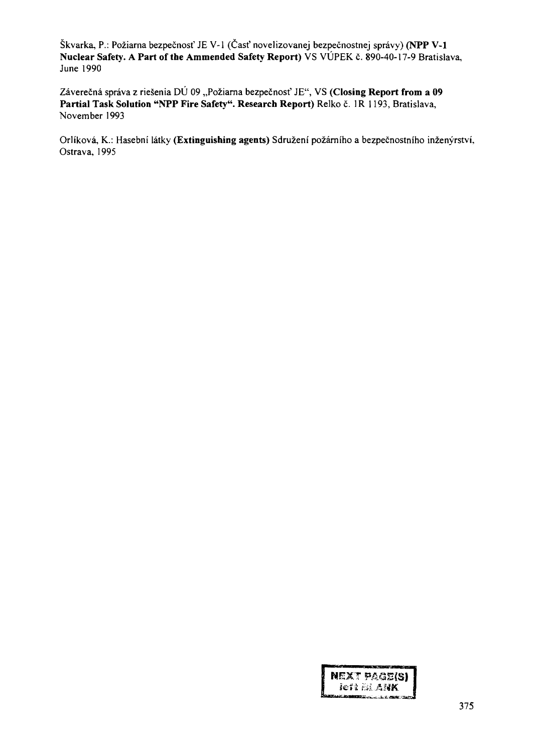Škvarka, P.: Požiarna bezpečnosť JE V-1 (Časť novelizovanej bezpečnostnej správy) **(NPP V-1 Nuclear Safety. A Part of the Ammended Safety Report)** VS VÚPEK č. 890-40-17-9 Bratislava, June 1990

Záverečná správa z riešenia DÚ 09 „Požiarna bezpečnosť JE“, VS **(Closing Report from a 09 Partial Task Solution "NPP Fire Safety". Research Report)** Relko č. 1R 1193, Bratislava, November 1993

Orlíková, K.: Hasební látky **(Extinguishing agents)** Sdružení požárního a bezpečnostního inženýrství, Ostrava, 1995

NEXT PAGE(S) left BLANK